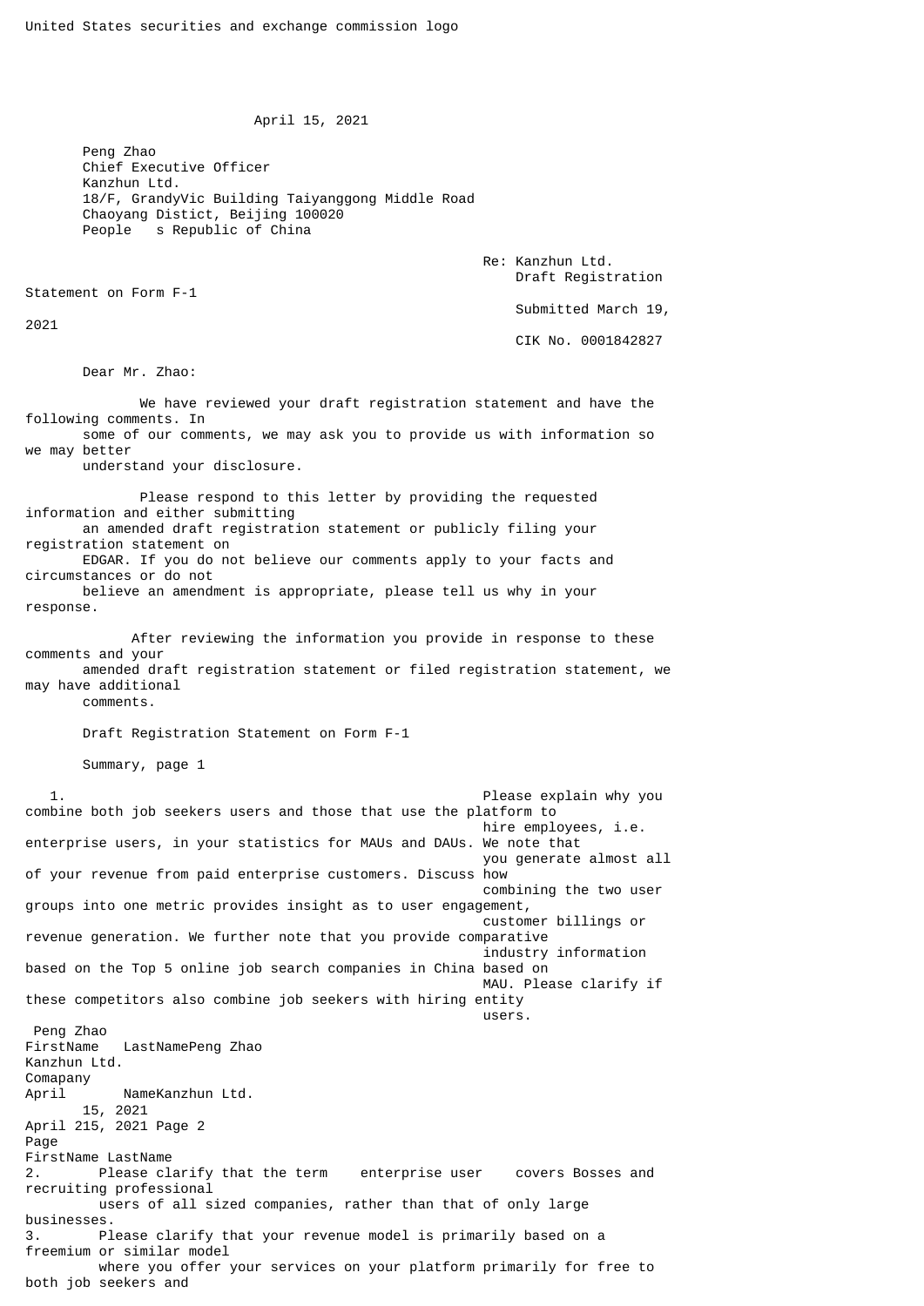United States securities and exchange commission logo

April 15, 2021

Peng Zhao
Chief Executive Officer
Kanzhun Ltd.
18/F, GrandyVic Building Taiyanggong Middle Road
Chaoyang Distict, Beijing 100020
People s Republic of China

Re: Kanzhun Ltd.
Draft Registration Statement on Form F-1
Submitted March 19, 2021
CIK No. 0001842827

Dear Mr. Zhao:

We have reviewed your draft registration statement and have the following comments. In some of our comments, we may ask you to provide us with information so we may better understand your disclosure.

Please respond to this letter by providing the requested information and either submitting an amended draft registration statement or publicly filing your registration statement on EDGAR. If you do not believe our comments apply to your facts and circumstances or do not believe an amendment is appropriate, please tell us why in your response.

After reviewing the information you provide in response to these comments and your amended draft registration statement or filed registration statement, we may have additional comments.

Draft Registration Statement on Form F-1

Summary, page 1

1. Please explain why you combine both job seekers users and those that use the platform to hire employees, i.e. enterprise users, in your statistics for MAUs and DAUs. We note that you generate almost all of your revenue from paid enterprise customers. Discuss how combining the two user groups into one metric provides insight as to user engagement, customer billings or revenue generation. We further note that you provide comparative industry information based on the Top 5 online job search companies in China based on MAU. Please clarify if these competitors also combine job seekers with hiring entity users.

2. Please clarify that the term enterprise user covers Bosses and recruiting professional users of all sized companies, rather than that of only large businesses.
3. Please clarify that your revenue model is primarily based on a freemium or similar model where you offer your services on your platform primarily for free to both job seekers and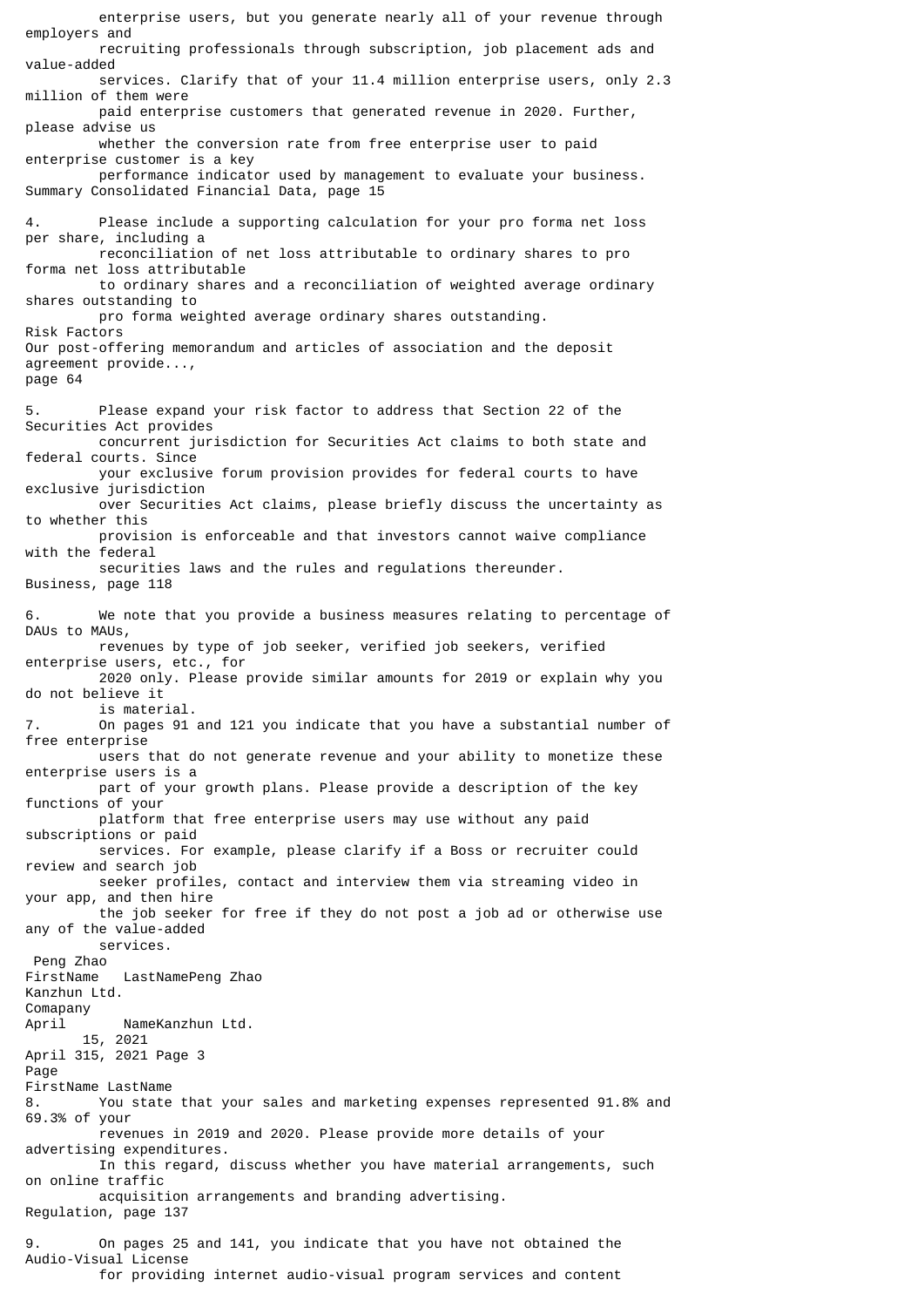enterprise users, but you generate nearly all of your revenue through employers and recruiting professionals through subscription, job placement ads and value-added services. Clarify that of your 11.4 million enterprise users, only 2.3 million of them were paid enterprise customers that generated revenue in 2020. Further, please advise us whether the conversion rate from free enterprise user to paid enterprise customer is a key performance indicator used by management to evaluate your business.

Summary Consolidated Financial Data, page 15

4. Please include a supporting calculation for your pro forma net loss per share, including a reconciliation of net loss attributable to ordinary shares to pro forma net loss attributable to ordinary shares and a reconciliation of weighted average ordinary shares outstanding to pro forma weighted average ordinary shares outstanding.

Risk Factors

Our post-offering memorandum and articles of association and the deposit agreement provide..., page 64

5. Please expand your risk factor to address that Section 22 of the Securities Act provides concurrent jurisdiction for Securities Act claims to both state and federal courts. Since your exclusive forum provision provides for federal courts to have exclusive jurisdiction over Securities Act claims, please briefly discuss the uncertainty as to whether this provision is enforceable and that investors cannot waive compliance with the federal securities laws and the rules and regulations thereunder.

Business, page 118

6. We note that you provide a business measures relating to percentage of DAUs to MAUs, revenues by type of job seeker, verified job seekers, verified enterprise users, etc., for 2020 only. Please provide similar amounts for 2019 or explain why you do not believe it is material.

7. On pages 91 and 121 you indicate that you have a substantial number of free enterprise users that do not generate revenue and your ability to monetize these enterprise users is a part of your growth plans. Please provide a description of the key functions of your platform that free enterprise users may use without any paid subscriptions or paid services. For example, please clarify if a Boss or recruiter could review and search job seeker profiles, contact and interview them via streaming video in your app, and then hire the job seeker for free if they do not post a job ad or otherwise use any of the value-added services.

8. You state that your sales and marketing expenses represented 91.8% and 69.3% of your revenues in 2019 and 2020. Please provide more details of your advertising expenditures. In this regard, discuss whether you have material arrangements, such on online traffic acquisition arrangements and branding advertising.

Regulation, page 137

9. On pages 25 and 141, you indicate that you have not obtained the Audio-Visual License for providing internet audio-visual program services and content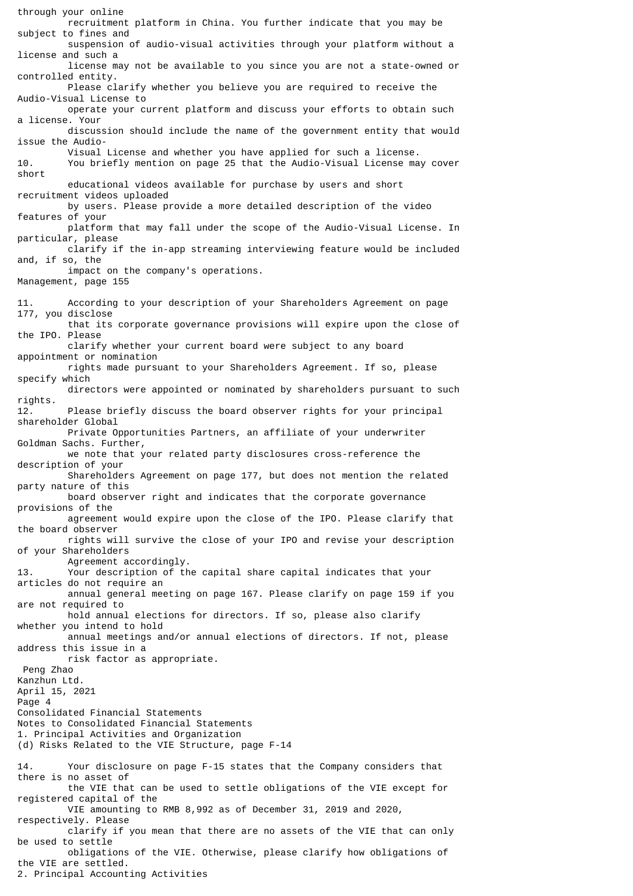through your online recruitment platform in China. You further indicate that you may be subject to fines and suspension of audio-visual activities through your platform without a license and such a license may not be available to you since you are not a state-owned or controlled entity. Please clarify whether you believe you are required to receive the Audio-Visual License to operate your current platform and discuss your efforts to obtain such a license. Your discussion should include the name of the government entity that would issue the Audio-Visual License and whether you have applied for such a license.

10. You briefly mention on page 25 that the Audio-Visual License may cover short educational videos available for purchase by users and short recruitment videos uploaded by users. Please provide a more detailed description of the video features of your platform that may fall under the scope of the Audio-Visual License. In particular, please clarify if the in-app streaming interviewing feature would be included and, if so, the impact on the company's operations.

Management, page 155

11. According to your description of your Shareholders Agreement on page 177, you disclose that its corporate governance provisions will expire upon the close of the IPO. Please clarify whether your current board were subject to any board appointment or nomination rights made pursuant to your Shareholders Agreement. If so, please specify which directors were appointed or nominated by shareholders pursuant to such rights.

12. Please briefly discuss the board observer rights for your principal shareholder Global Private Opportunities Partners, an affiliate of your underwriter Goldman Sachs. Further, we note that your related party disclosures cross-reference the description of your Shareholders Agreement on page 177, but does not mention the related party nature of this board observer right and indicates that the corporate governance provisions of the agreement would expire upon the close of the IPO. Please clarify that the board observer rights will survive the close of your IPO and revise your description of your Shareholders Agreement accordingly.

13. Your description of the capital share capital indicates that your articles do not require an annual general meeting on page 167. Please clarify on page 159 if you are not required to hold annual elections for directors. If so, please also clarify whether you intend to hold annual meetings and/or annual elections of directors. If not, please address this issue in a risk factor as appropriate.

Peng Zhao
Kanzhun Ltd.
April 15, 2021

Consolidated Financial Statements
Notes to Consolidated Financial Statements
1. Principal Activities and Organization
(d) Risks Related to the VIE Structure, page F-14

14. Your disclosure on page F-15 states that the Company considers that there is no asset of the VIE that can be used to settle obligations of the VIE except for registered capital of the VIE amounting to RMB 8,992 as of December 31, 2019 and 2020, respectively. Please clarify if you mean that there are no assets of the VIE that can only be used to settle obligations of the VIE. Otherwise, please clarify how obligations of the VIE are settled.

2. Principal Accounting Activities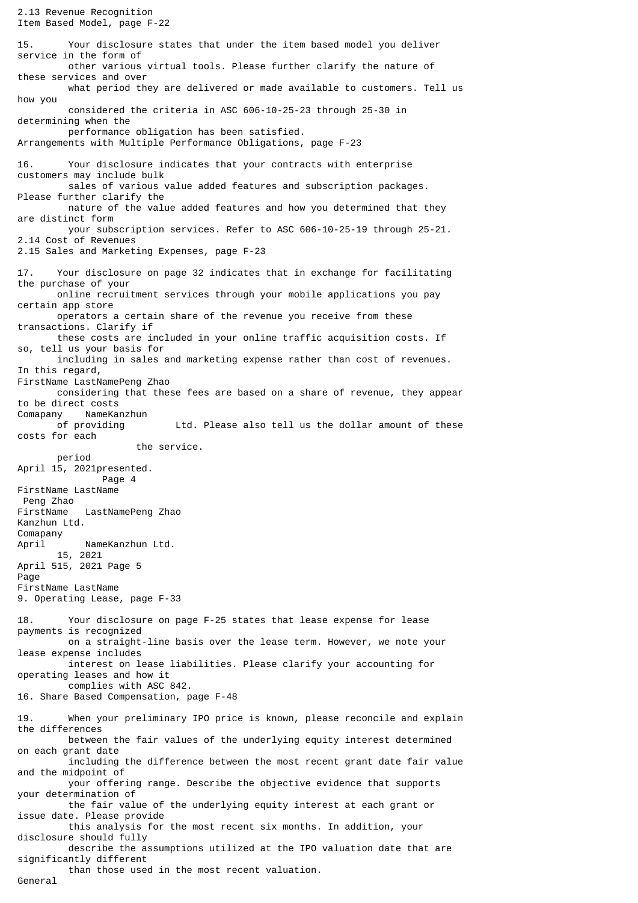2.13 Revenue Recognition
Item Based Model, page F-22

15. Your disclosure states that under the item based model you deliver service in the form of other various virtual tools. Please further clarify the nature of these services and over what period they are delivered or made available to customers. Tell us how you considered the criteria in ASC 606-10-25-23 through 25-30 in determining when the performance obligation has been satisfied.

Arrangements with Multiple Performance Obligations, page F-23

16. Your disclosure indicates that your contracts with enterprise customers may include bulk sales of various value added features and subscription packages. Please further clarify the nature of the value added features and how you determined that they are distinct form your subscription services. Refer to ASC 606-10-25-19 through 25-21.

2.14 Cost of Revenues
2.15 Sales and Marketing Expenses, page F-23

17. Your disclosure on page 32 indicates that in exchange for facilitating the purchase of your online recruitment services through your mobile applications you pay certain app store operators a certain share of the revenue you receive from these transactions. Clarify if these costs are included in your online traffic acquisition costs. If so, tell us your basis for including in sales and marketing expense rather than cost of revenues. In this regard, considering that these fees are based on a share of revenue, they appear to be direct costs of providing the service. Please also tell us the dollar amount of these costs for each period presented.

9. Operating Lease, page F-33

18. Your disclosure on page F-25 states that lease expense for lease payments is recognized on a straight-line basis over the lease term. However, we note your lease expense includes interest on lease liabilities. Please clarify your accounting for operating leases and how it complies with ASC 842.

16. Share Based Compensation, page F-48

19. When your preliminary IPO price is known, please reconcile and explain the differences between the fair values of the underlying equity interest determined on each grant date including the difference between the most recent grant date fair value and the midpoint of your offering range. Describe the objective evidence that supports your determination of the fair value of the underlying equity interest at each grant or issue date. Please provide this analysis for the most recent six months. In addition, your disclosure should fully describe the assumptions utilized at the IPO valuation date that are significantly different than those used in the most recent valuation.

General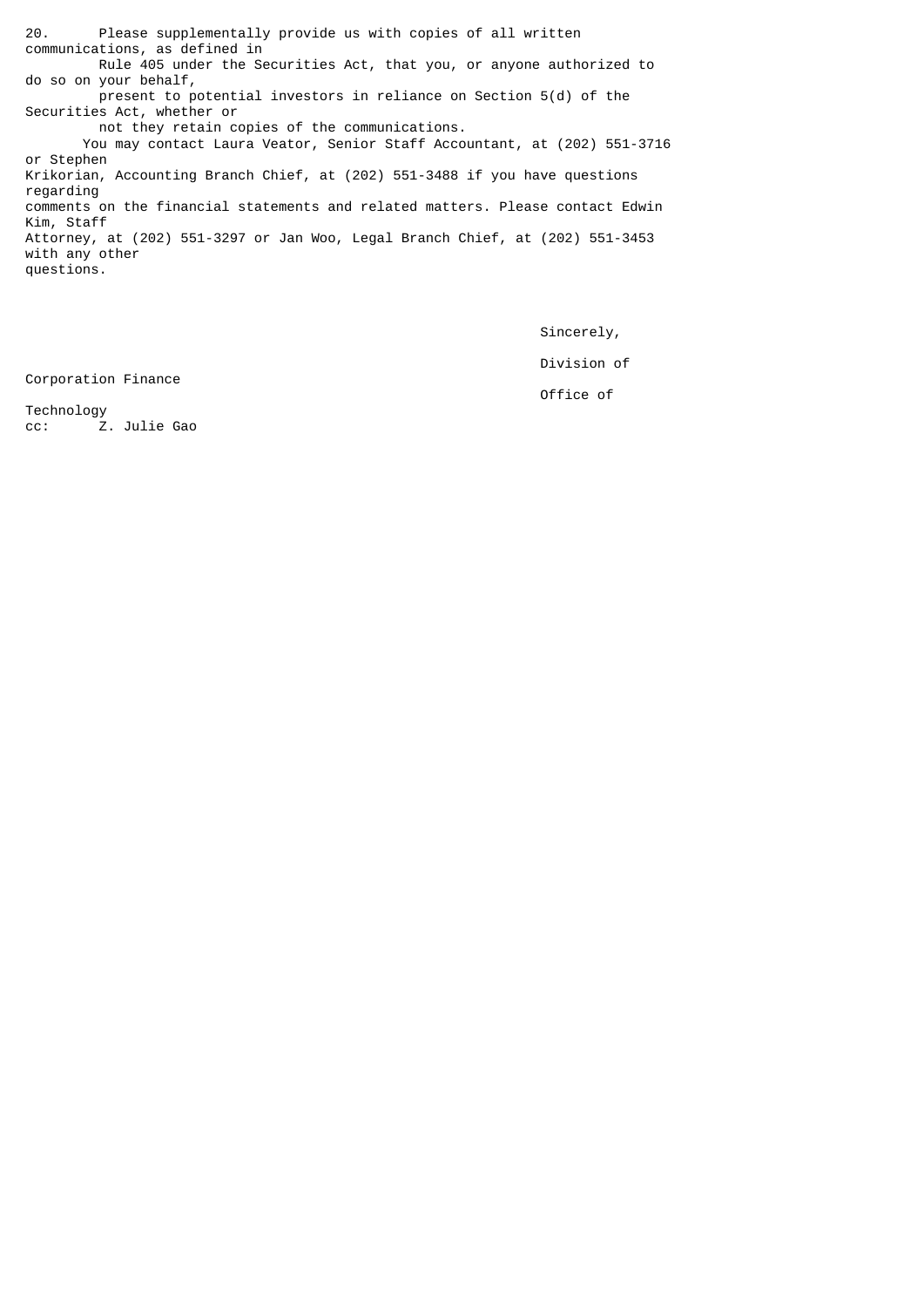20. Please supplementally provide us with copies of all written communications, as defined in Rule 405 under the Securities Act, that you, or anyone authorized to do so on your behalf, present to potential investors in reliance on Section 5(d) of the Securities Act, whether or not they retain copies of the communications.

You may contact Laura Veator, Senior Staff Accountant, at (202) 551-3716 or Stephen Krikorian, Accounting Branch Chief, at (202) 551-3488 if you have questions regarding comments on the financial statements and related matters. Please contact Edwin Kim, Staff Attorney, at (202) 551-3297 or Jan Woo, Legal Branch Chief, at (202) 551-3453 with any other questions.

Sincerely,

Division of Corporation Finance

Office of Technology

cc: Z. Julie Gao